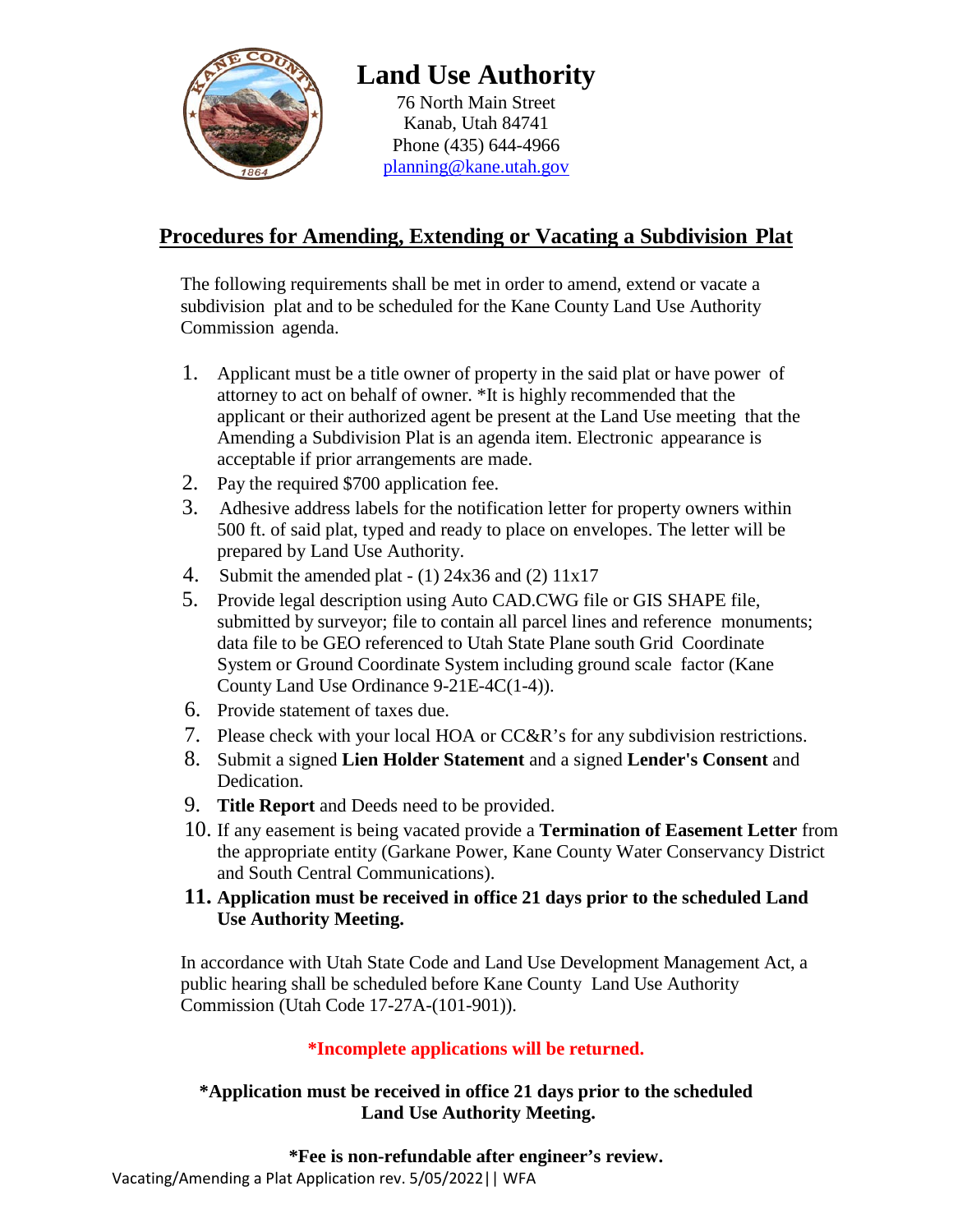# Land Use Authority

76 North Main Street
Kanab, Utah 84741
Phone (435) 644-4966
planning@kane.utah.gov

## Procedures for Amending, Extending or Vacating a Subdivision Plat

The following requirements shall be met in order to amend, extend or vacate a subdivision plat and to be scheduled for the Kane County Land Use Authority Commission agenda.

1. Applicant must be a title owner of property in the said plat or have power of attorney to act on behalf of owner. *It is highly recommended that the applicant or their authorized agent be present at the Land Use meeting that the Amending a Subdivision Plat is an agenda item. Electronic appearance is acceptable if prior arrangements are made.
2. Pay the required $700 application fee.
3. Adhesive address labels for the notification letter for property owners within 500 ft. of said plat, typed and ready to place on envelopes. The letter will be prepared by Land Use Authority.
4. Submit the amended plat - (1) 24x36 and (2) 11x17
5. Provide legal description using Auto CAD.CWG file or GIS SHAPE file, submitted by surveyor; file to contain all parcel lines and reference monuments; data file to be GEO referenced to Utah State Plane south Grid Coordinate System or Ground Coordinate System including ground scale factor (Kane County Land Use Ordinance 9-21E-4C(1-4)).
6. Provide statement of taxes due.
7. Please check with your local HOA or CC&R's for any subdivision restrictions.
8. Submit a signed **Lien Holder Statement** and a signed **Lender's Consent** and Dedication.
9. **Title Report** and Deeds need to be provided.
10. If any easement is being vacated provide a **Termination of Easement Letter** from the appropriate entity (Garkane Power, Kane County Water Conservancy District and South Central Communications).
11. **Application must be received in office 21 days prior to the scheduled Land Use Authority Meeting.**

In accordance with Utah State Code and Land Use Development Management Act, a public hearing shall be scheduled before Kane County Land Use Authority Commission (Utah Code 17-27A-(101-901)).

**\*Incomplete applications will be returned.**

**\*Application must be received in office 21 days prior to the scheduled Land Use Authority Meeting.**

**\*Fee is non-refundable after engineer's review.**

Vacating/Amending a Plat Application rev. 5/05/2022|| WFA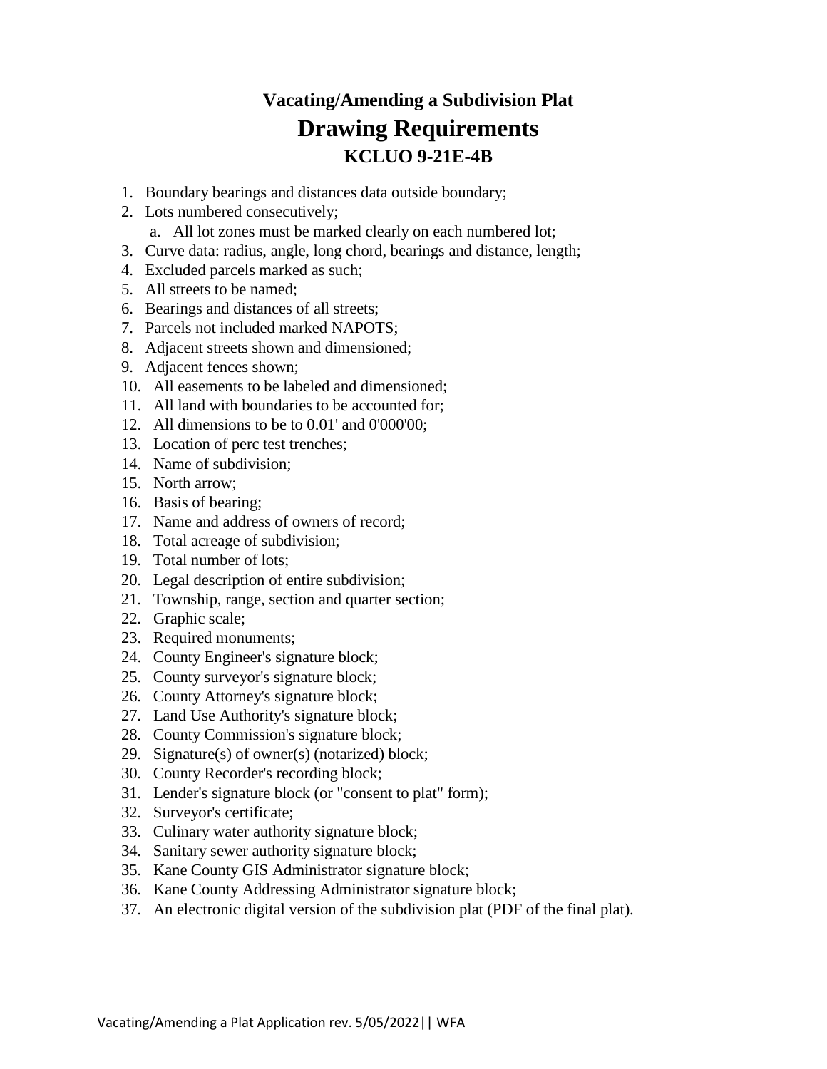# Vacating/Amending a Subdivision Plat
# Drawing Requirements
### KCLUO 9-21E-4B

1. Boundary bearings and distances data outside boundary;
2. Lots numbered consecutively;
   a. All lot zones must be marked clearly on each numbered lot;
3. Curve data: radius, angle, long chord, bearings and distance, length;
4. Excluded parcels marked as such;
5. All streets to be named;
6. Bearings and distances of all streets;
7. Parcels not included marked NAPOTS;
8. Adjacent streets shown and dimensioned;
9. Adjacent fences shown;
10. All easements to be labeled and dimensioned;
11. All land with boundaries to be accounted for;
12. All dimensions to be to 0.01' and 0'000'00;
13. Location of perc test trenches;
14. Name of subdivision;
15. North arrow;
16. Basis of bearing;
17. Name and address of owners of record;
18. Total acreage of subdivision;
19. Total number of lots;
20. Legal description of entire subdivision;
21. Township, range, section and quarter section;
22. Graphic scale;
23. Required monuments;
24. County Engineer's signature block;
25. County surveyor's signature block;
26. County Attorney's signature block;
27. Land Use Authority's signature block;
28. County Commission's signature block;
29. Signature(s) of owner(s) (notarized) block;
30. County Recorder's recording block;
31. Lender's signature block (or "consent to plat" form);
32. Surveyor's certificate;
33. Culinary water authority signature block;
34. Sanitary sewer authority signature block;
35. Kane County GIS Administrator signature block;
36. Kane County Addressing Administrator signature block;
37. An electronic digital version of the subdivision plat (PDF of the final plat).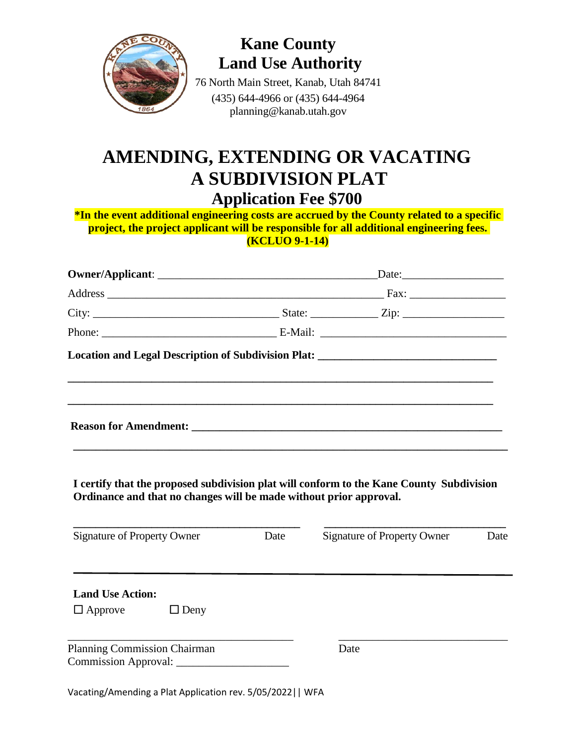# Kane County Land Use Authority

76 North Main Street, Kanab, Utah 84741
(435) 644-4966 or (435) 644-4964
planning@kanab.utah.gov

# AMENDING, EXTENDING OR VACATING A SUBDIVISION PLAT

## Application Fee $700

**\*In the event additional engineering costs are accrued by the County related to a specific project, the project applicant will be responsible for all additional engineering fees. (KCLUO 9-1-14)**

**Owner/Applicant**: ________________________________________ Date: __________________

Address __________________________________________________ Fax: _________________

City: __________________________________ State: ____________ Zip: __________________

Phone: ________________________________ E-Mail: __________________________________

**Location and Legal Description of Subdivision Plat:** ________________________________

_____________________________________________________________________________

_____________________________________________________________________________

**Reason for Amendment:** ______________________________________________________

_____________________________________________________________________________

**I certify that the proposed subdivision plat will conform to the Kane County Subdivision Ordinance and that no changes will be made without prior approval.**

_________________________________________ _________________________________

Signature of Property Owner Date Signature of Property Owner Date

**Land Use Action:**

☐ Approve ☐ Deny

_________________________________________ _________________________________

Planning Commission Chairman Date

Commission Approval: ____________________

Vacating/Amending a Plat Application rev. 5/05/2022|| WFA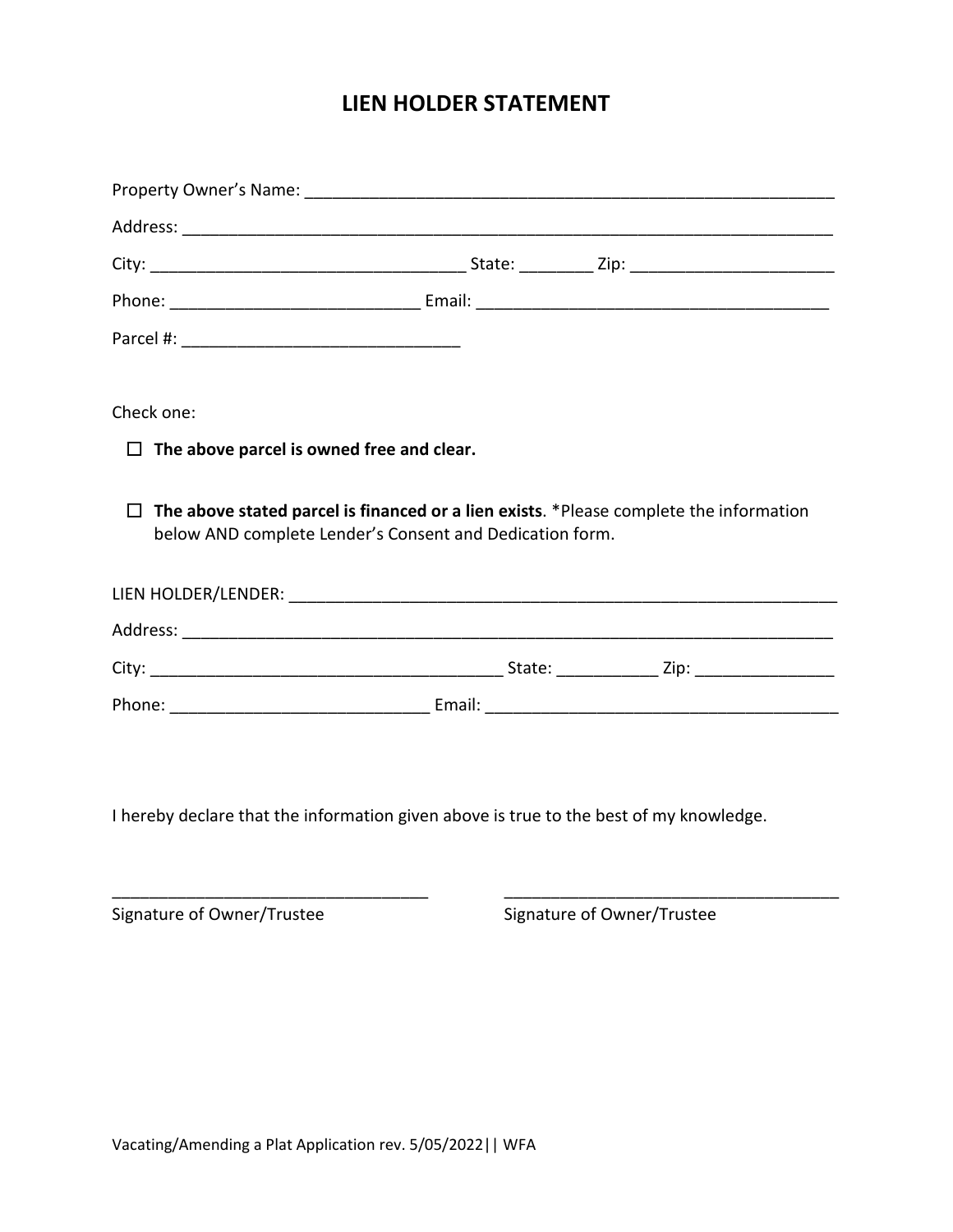# LIEN HOLDER STATEMENT

Property Owner's Name: ___________________________________________________________

Address: ________________________________________________________________________

City: __________________________________ State: ________ Zip: ______________________

Phone: ___________________________ Email: ______________________________________

Parcel #: ______________________________

Check one:

☐ **The above parcel is owned free and clear.**

☐ **The above stated parcel is financed or a lien exists**. *Please complete the information below AND complete Lender's Consent and Dedication form.

LIEN HOLDER/LENDER: ______________________________________________________________

Address: ________________________________________________________________________

City: ______________________________________ State: ___________ Zip: _______________

Phone: ____________________________ Email: ______________________________________

I hereby declare that the information given above is true to the best of my knowledge.

__________________________________ Signature of Owner/Trustee

____________________________________ Signature of Owner/Trustee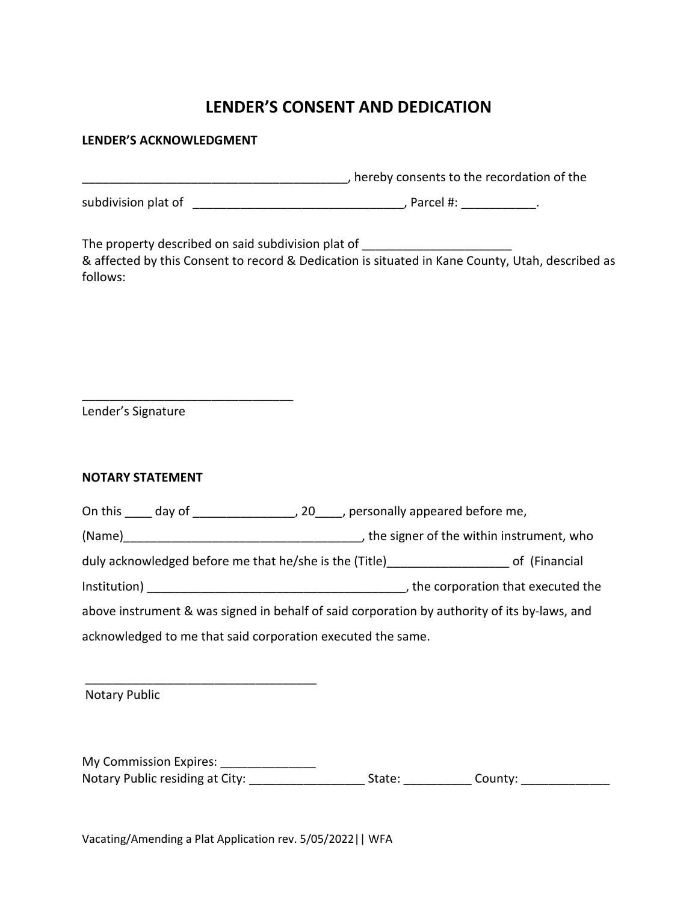# LENDER'S CONSENT AND DEDICATION

**LENDER'S ACKNOWLEDGMENT**

_______________________________________, hereby consents to the recordation of the subdivision plat of _______________________________, Parcel #: ___________.

The property described on said subdivision plat of ______________________
& affected by this Consent to record & Dedication is situated in Kane County, Utah, described as follows:

_______________________________
Lender's Signature

**NOTARY STATEMENT**

On this ____ day of _______________, 20____, personally appeared before me, (Name)___________________________________, the signer of the within instrument, who duly acknowledged before me that he/she is the (Title)__________________ of (Financial Institution) ______________________________________, the corporation that executed the above instrument & was signed in behalf of said corporation by authority of its by-laws, and acknowledged to me that said corporation executed the same.

__________________________________
Notary Public

My Commission Expires: ______________
Notary Public residing at City: _________________ State: __________ County: _____________

Vacating/Amending a Plat Application rev. 5/05/2022|| WFA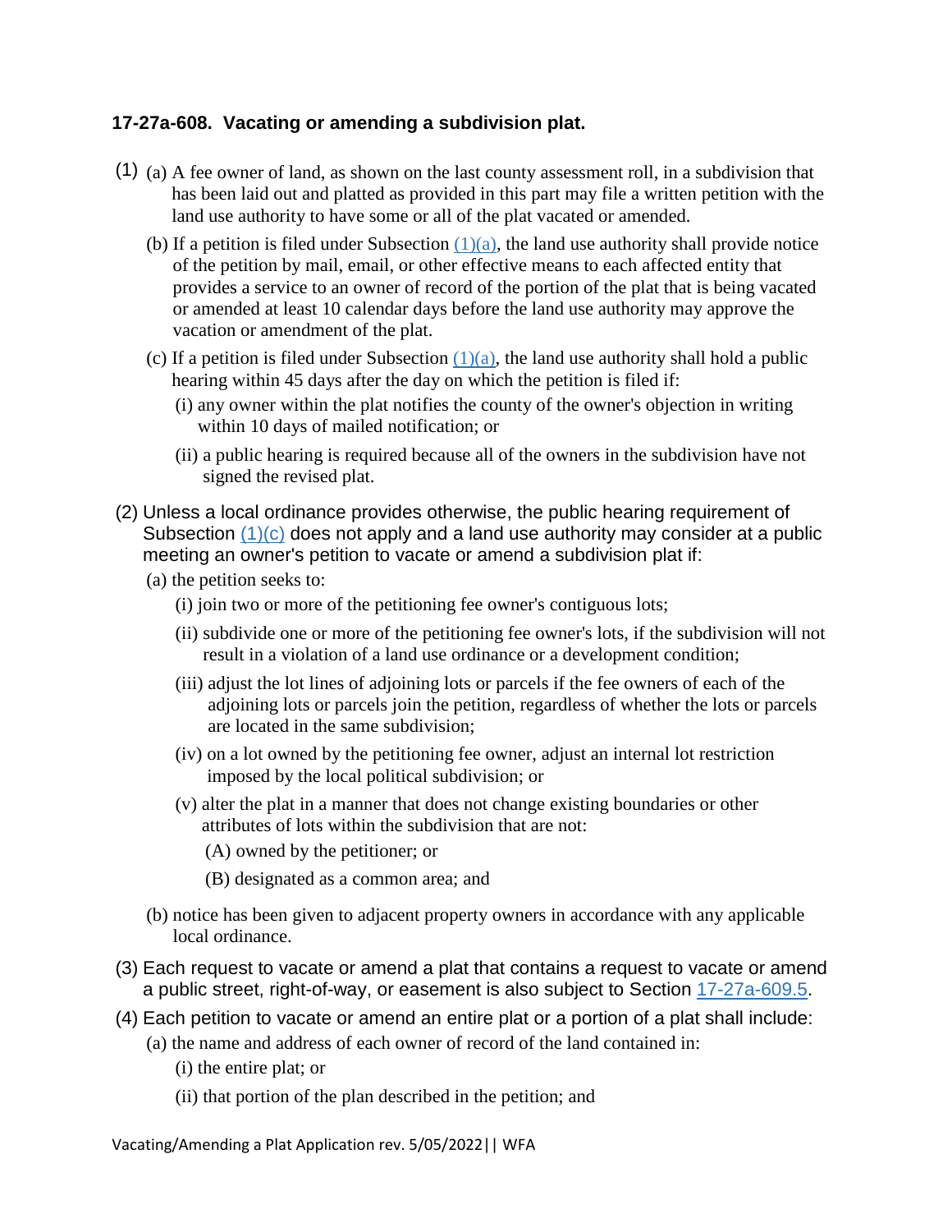### 17-27a-608. Vacating or amending a subdivision plat.

(1) (a) A fee owner of land, as shown on the last county assessment roll, in a subdivision that has been laid out and platted as provided in this part may file a written petition with the land use authority to have some or all of the plat vacated or amended.

(b) If a petition is filed under Subsection (1)(a), the land use authority shall provide notice of the petition by mail, email, or other effective means to each affected entity that provides a service to an owner of record of the portion of the plat that is being vacated or amended at least 10 calendar days before the land use authority may approve the vacation or amendment of the plat.

(c) If a petition is filed under Subsection (1)(a), the land use authority shall hold a public hearing within 45 days after the day on which the petition is filed if:

(i) any owner within the plat notifies the county of the owner's objection in writing within 10 days of mailed notification; or

(ii) a public hearing is required because all of the owners in the subdivision have not signed the revised plat.

(2) Unless a local ordinance provides otherwise, the public hearing requirement of Subsection (1)(c) does not apply and a land use authority may consider at a public meeting an owner's petition to vacate or amend a subdivision plat if:

(a) the petition seeks to:

(i) join two or more of the petitioning fee owner's contiguous lots;

(ii) subdivide one or more of the petitioning fee owner's lots, if the subdivision will not result in a violation of a land use ordinance or a development condition;

(iii) adjust the lot lines of adjoining lots or parcels if the fee owners of each of the adjoining lots or parcels join the petition, regardless of whether the lots or parcels are located in the same subdivision;

(iv) on a lot owned by the petitioning fee owner, adjust an internal lot restriction imposed by the local political subdivision; or

(v) alter the plat in a manner that does not change existing boundaries or other attributes of lots within the subdivision that are not:

(A) owned by the petitioner; or

(B) designated as a common area; and

(b) notice has been given to adjacent property owners in accordance with any applicable local ordinance.

(3) Each request to vacate or amend a plat that contains a request to vacate or amend a public street, right-of-way, or easement is also subject to Section 17-27a-609.5.

(4) Each petition to vacate or amend an entire plat or a portion of a plat shall include:

(a) the name and address of each owner of record of the land contained in:

(i) the entire plat; or

(ii) that portion of the plan described in the petition; and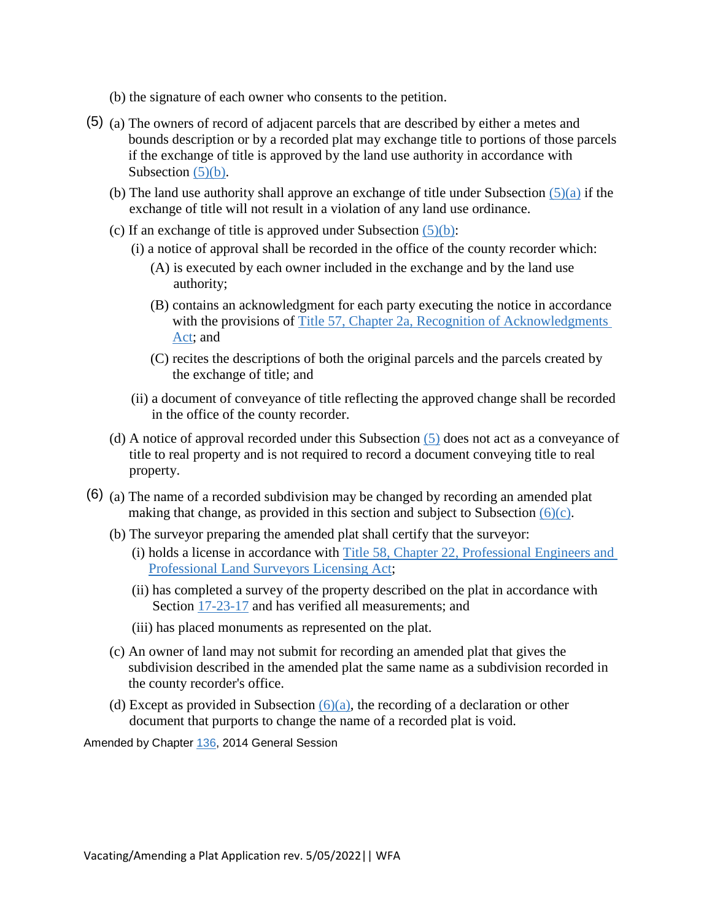(b) the signature of each owner who consents to the petition.

(5) (a) The owners of record of adjacent parcels that are described by either a metes and bounds description or by a recorded plat may exchange title to portions of those parcels if the exchange of title is approved by the land use authority in accordance with Subsection (5)(b).

(b) The land use authority shall approve an exchange of title under Subsection (5)(a) if the exchange of title will not result in a violation of any land use ordinance.

(c) If an exchange of title is approved under Subsection (5)(b):

(i) a notice of approval shall be recorded in the office of the county recorder which:

(A) is executed by each owner included in the exchange and by the land use authority;

(B) contains an acknowledgment for each party executing the notice in accordance with the provisions of Title 57, Chapter 2a, Recognition of Acknowledgments Act; and

(C) recites the descriptions of both the original parcels and the parcels created by the exchange of title; and

(ii) a document of conveyance of title reflecting the approved change shall be recorded in the office of the county recorder.

(d) A notice of approval recorded under this Subsection (5) does not act as a conveyance of title to real property and is not required to record a document conveying title to real property.

(6) (a) The name of a recorded subdivision may be changed by recording an amended plat making that change, as provided in this section and subject to Subsection (6)(c).

(b) The surveyor preparing the amended plat shall certify that the surveyor:

(i) holds a license in accordance with Title 58, Chapter 22, Professional Engineers and Professional Land Surveyors Licensing Act;

(ii) has completed a survey of the property described on the plat in accordance with Section 17-23-17 and has verified all measurements; and

(iii) has placed monuments as represented on the plat.

(c) An owner of land may not submit for recording an amended plat that gives the subdivision described in the amended plat the same name as a subdivision recorded in the county recorder's office.

(d) Except as provided in Subsection (6)(a), the recording of a declaration or other document that purports to change the name of a recorded plat is void.

Amended by Chapter 136, 2014 General Session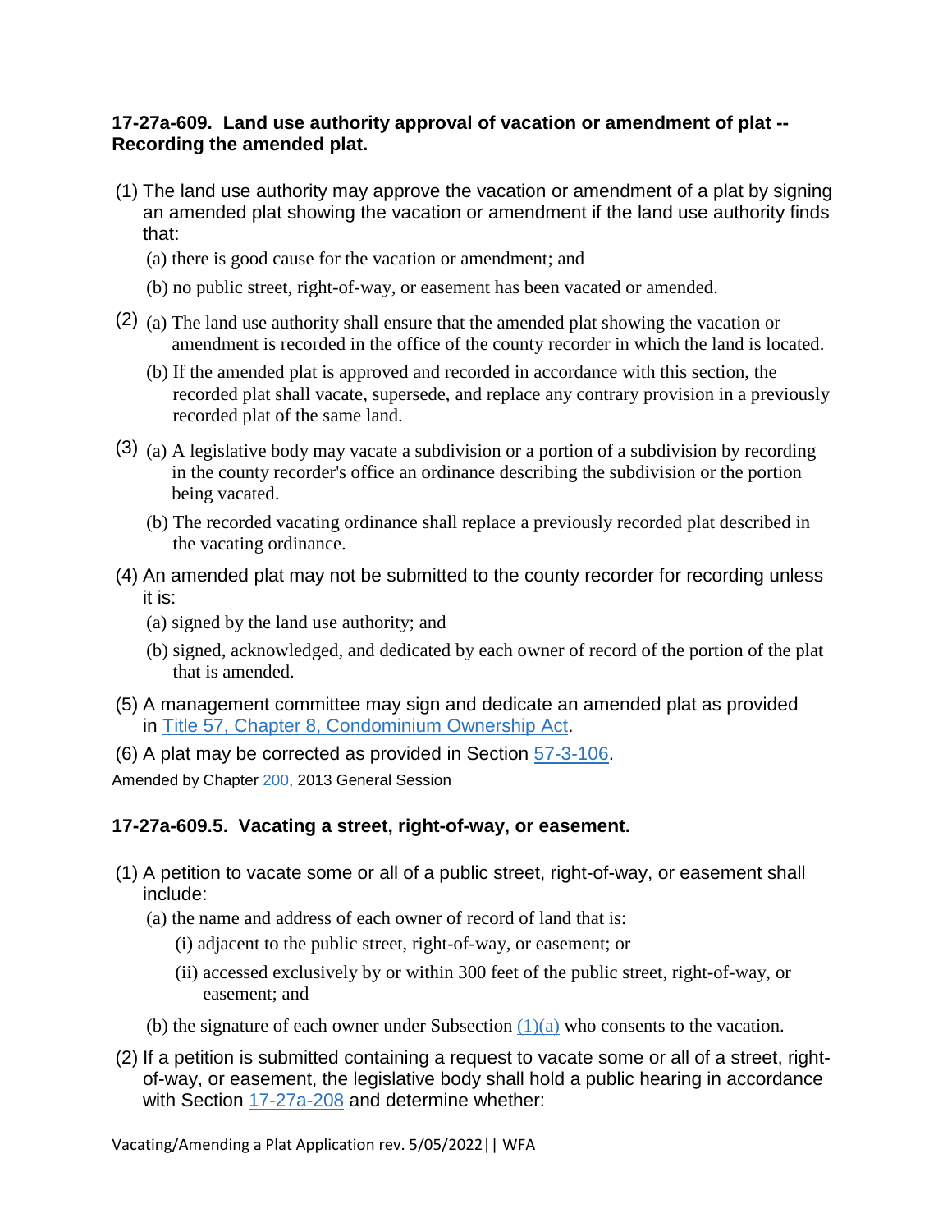### 17-27a-609. Land use authority approval of vacation or amendment of plat -- Recording the amended plat.

(1) The land use authority may approve the vacation or amendment of a plat by signing an amended plat showing the vacation or amendment if the land use authority finds that:

(a) there is good cause for the vacation or amendment; and

(b) no public street, right-of-way, or easement has been vacated or amended.

(2) (a) The land use authority shall ensure that the amended plat showing the vacation or amendment is recorded in the office of the county recorder in which the land is located.

(b) If the amended plat is approved and recorded in accordance with this section, the recorded plat shall vacate, supersede, and replace any contrary provision in a previously recorded plat of the same land.

(3) (a) A legislative body may vacate a subdivision or a portion of a subdivision by recording in the county recorder's office an ordinance describing the subdivision or the portion being vacated.

(b) The recorded vacating ordinance shall replace a previously recorded plat described in the vacating ordinance.

(4) An amended plat may not be submitted to the county recorder for recording unless it is:

(a) signed by the land use authority; and

(b) signed, acknowledged, and dedicated by each owner of record of the portion of the plat that is amended.

(5) A management committee may sign and dedicate an amended plat as provided in Title 57, Chapter 8, Condominium Ownership Act.

(6) A plat may be corrected as provided in Section 57-3-106.

Amended by Chapter 200, 2013 General Session

### 17-27a-609.5. Vacating a street, right-of-way, or easement.

(1) A petition to vacate some or all of a public street, right-of-way, or easement shall include:

(a) the name and address of each owner of record of land that is:

(i) adjacent to the public street, right-of-way, or easement; or

(ii) accessed exclusively by or within 300 feet of the public street, right-of-way, or easement; and

(b) the signature of each owner under Subsection (1)(a) who consents to the vacation.

(2) If a petition is submitted containing a request to vacate some or all of a street, right-of-way, or easement, the legislative body shall hold a public hearing in accordance with Section 17-27a-208 and determine whether: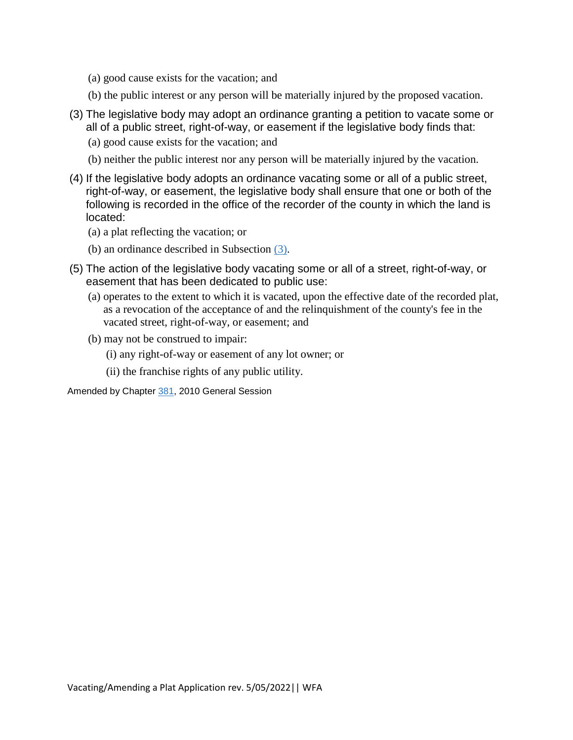(a) good cause exists for the vacation; and

(b) the public interest or any person will be materially injured by the proposed vacation.

(3) The legislative body may adopt an ordinance granting a petition to vacate some or all of a public street, right-of-way, or easement if the legislative body finds that:

(a) good cause exists for the vacation; and

(b) neither the public interest nor any person will be materially injured by the vacation.

(4) If the legislative body adopts an ordinance vacating some or all of a public street, right-of-way, or easement, the legislative body shall ensure that one or both of the following is recorded in the office of the recorder of the county in which the land is located:

(a) a plat reflecting the vacation; or

(b) an ordinance described in Subsection (3).

(5) The action of the legislative body vacating some or all of a street, right-of-way, or easement that has been dedicated to public use:

(a) operates to the extent to which it is vacated, upon the effective date of the recorded plat, as a revocation of the acceptance of and the relinquishment of the county's fee in the vacated street, right-of-way, or easement; and

(b) may not be construed to impair:

(i) any right-of-way or easement of any lot owner; or

(ii) the franchise rights of any public utility.

Amended by Chapter 381, 2010 General Session